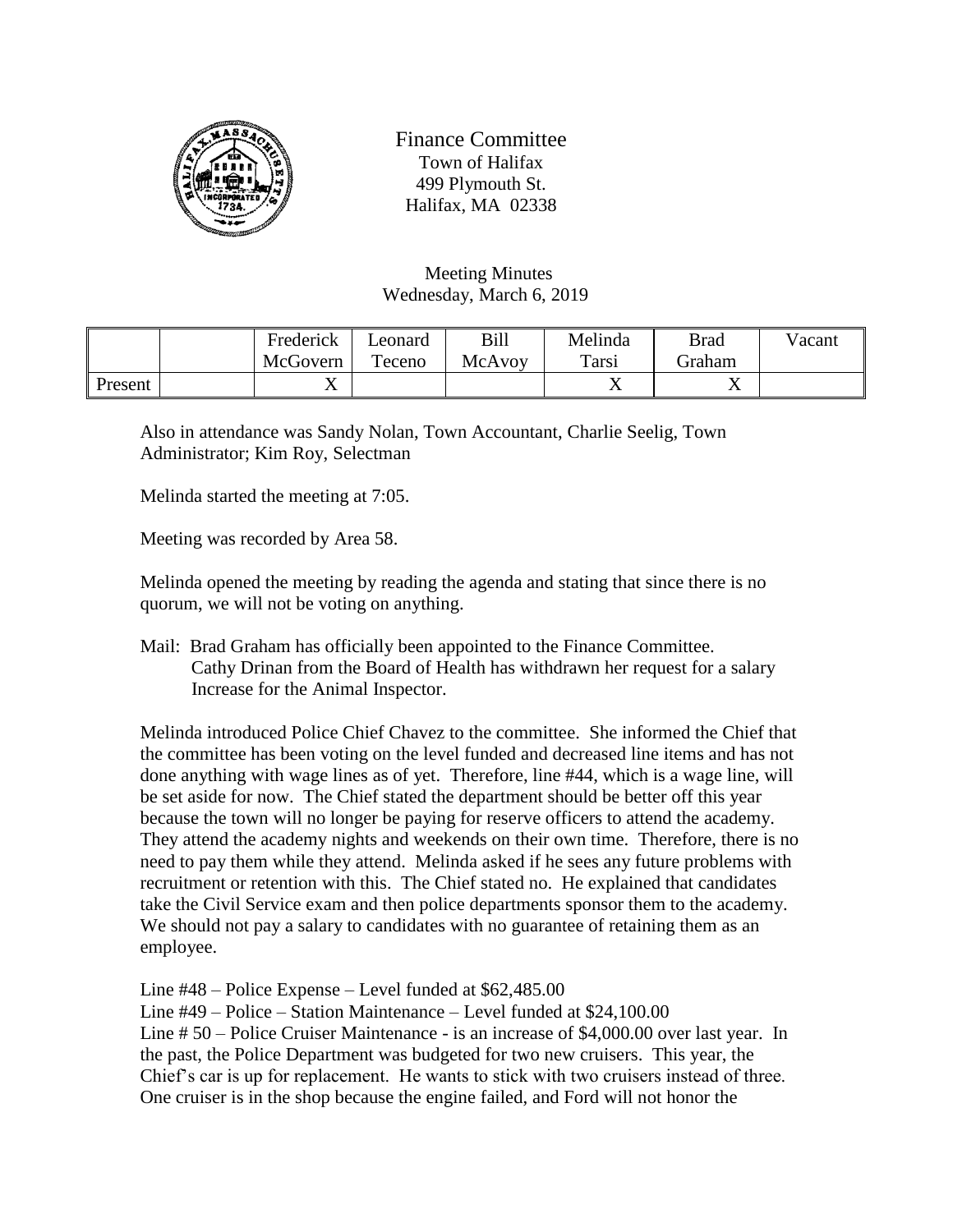Finance Committee
Town of Halifax
499 Plymouth St.
Halifax, MA 02338

Meeting Minutes
Wednesday, March 6, 2019

| | | Frederick McGovern | Leonard Teceno | Bill McAvoy | Melinda Tarsi | Brad Graham | Vacant |
|---|---|---|---|---|---|---|---|
| Present | | X | | | X | X | |

Also in attendance was Sandy Nolan, Town Accountant, Charlie Seelig, Town Administrator; Kim Roy, Selectman

Melinda started the meeting at 7:05.

Meeting was recorded by Area 58.

Melinda opened the meeting by reading the agenda and stating that since there is no quorum, we will not be voting on anything.

Mail: Brad Graham has officially been appointed to the Finance Committee.
Cathy Drinan from the Board of Health has withdrawn her request for a salary Increase for the Animal Inspector.

Melinda introduced Police Chief Chavez to the committee. She informed the Chief that the committee has been voting on the level funded and decreased line items and has not done anything with wage lines as of yet. Therefore, line #44, which is a wage line, will be set aside for now. The Chief stated the department should be better off this year because the town will no longer be paying for reserve officers to attend the academy. They attend the academy nights and weekends on their own time. Therefore, there is no need to pay them while they attend. Melinda asked if he sees any future problems with recruitment or retention with this. The Chief stated no. He explained that candidates take the Civil Service exam and then police departments sponsor them to the academy. We should not pay a salary to candidates with no guarantee of retaining them as an employee.

Line #48 – Police Expense – Level funded at $62,485.00
Line #49 – Police – Station Maintenance – Level funded at $24,100.00
Line # 50 – Police Cruiser Maintenance - is an increase of $4,000.00 over last year. In the past, the Police Department was budgeted for two new cruisers. This year, the Chief's car is up for replacement. He wants to stick with two cruisers instead of three. One cruiser is in the shop because the engine failed, and Ford will not honor the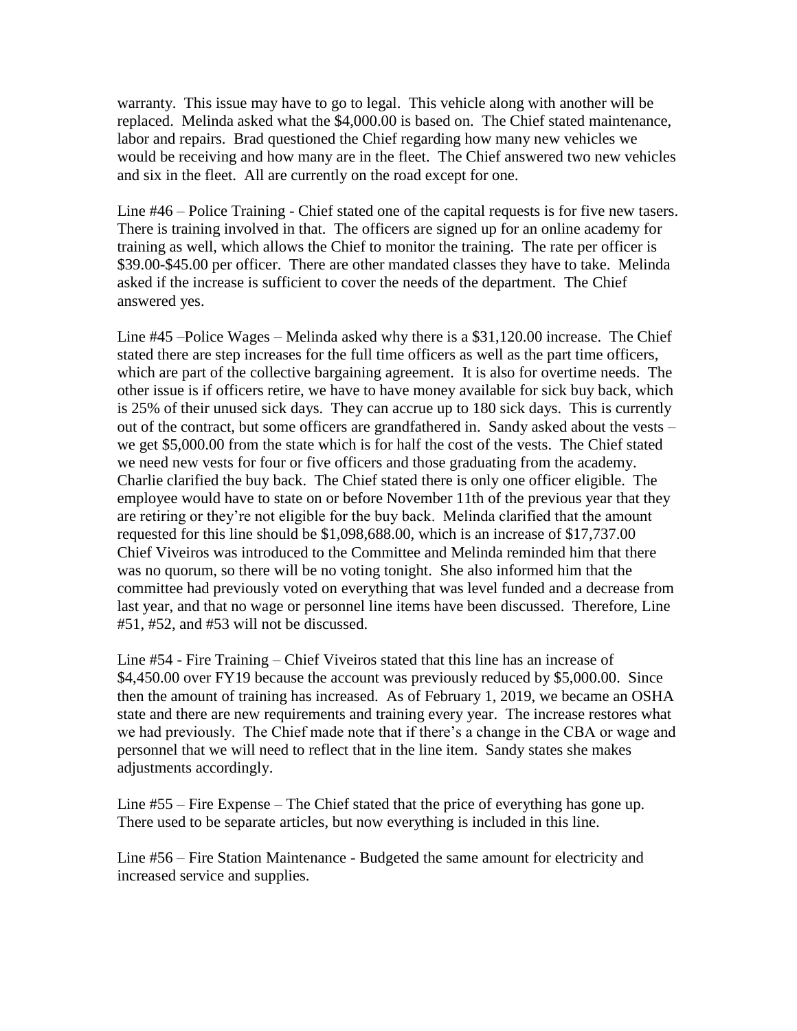warranty. This issue may have to go to legal. This vehicle along with another will be replaced. Melinda asked what the $4,000.00 is based on. The Chief stated maintenance, labor and repairs. Brad questioned the Chief regarding how many new vehicles we would be receiving and how many are in the fleet. The Chief answered two new vehicles and six in the fleet. All are currently on the road except for one.

Line #46 – Police Training - Chief stated one of the capital requests is for five new tasers. There is training involved in that. The officers are signed up for an online academy for training as well, which allows the Chief to monitor the training. The rate per officer is $39.00-$45.00 per officer. There are other mandated classes they have to take. Melinda asked if the increase is sufficient to cover the needs of the department. The Chief answered yes.

Line #45 –Police Wages – Melinda asked why there is a $31,120.00 increase. The Chief stated there are step increases for the full time officers as well as the part time officers, which are part of the collective bargaining agreement. It is also for overtime needs. The other issue is if officers retire, we have to have money available for sick buy back, which is 25% of their unused sick days. They can accrue up to 180 sick days. This is currently out of the contract, but some officers are grandfathered in. Sandy asked about the vests – we get $5,000.00 from the state which is for half the cost of the vests. The Chief stated we need new vests for four or five officers and those graduating from the academy. Charlie clarified the buy back. The Chief stated there is only one officer eligible. The employee would have to state on or before November 11th of the previous year that they are retiring or they're not eligible for the buy back. Melinda clarified that the amount requested for this line should be $1,098,688.00, which is an increase of $17,737.00 Chief Viveiros was introduced to the Committee and Melinda reminded him that there was no quorum, so there will be no voting tonight. She also informed him that the committee had previously voted on everything that was level funded and a decrease from last year, and that no wage or personnel line items have been discussed. Therefore, Line #51, #52, and #53 will not be discussed.

Line #54 - Fire Training – Chief Viveiros stated that this line has an increase of $4,450.00 over FY19 because the account was previously reduced by $5,000.00. Since then the amount of training has increased. As of February 1, 2019, we became an OSHA state and there are new requirements and training every year. The increase restores what we had previously. The Chief made note that if there's a change in the CBA or wage and personnel that we will need to reflect that in the line item. Sandy states she makes adjustments accordingly.

Line #55 – Fire Expense – The Chief stated that the price of everything has gone up. There used to be separate articles, but now everything is included in this line.

Line #56 – Fire Station Maintenance - Budgeted the same amount for electricity and increased service and supplies.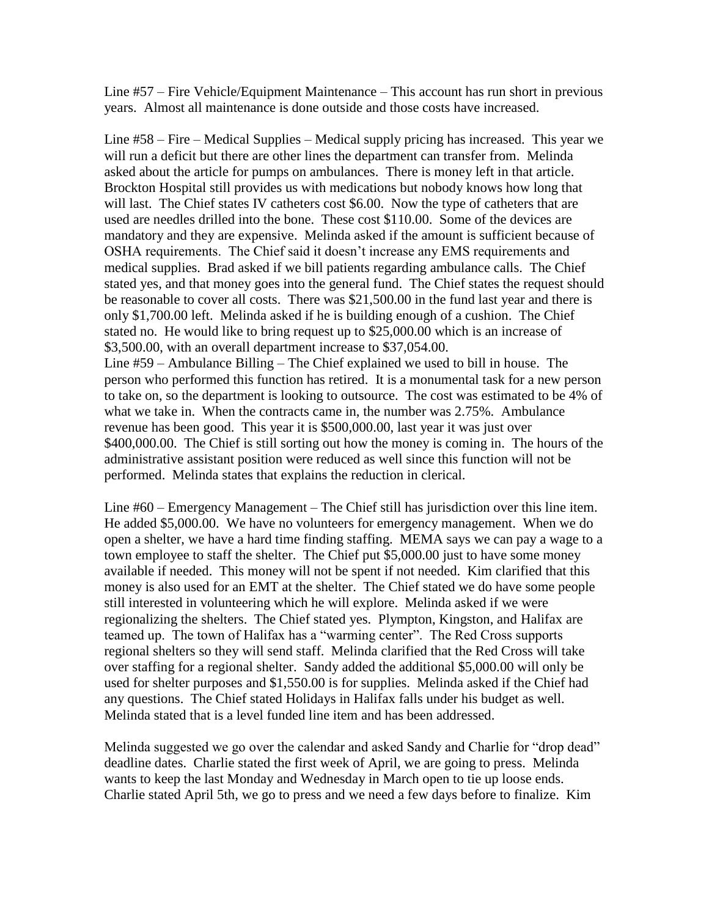Line #57 – Fire Vehicle/Equipment Maintenance – This account has run short in previous years. Almost all maintenance is done outside and those costs have increased.

Line #58 – Fire – Medical Supplies – Medical supply pricing has increased. This year we will run a deficit but there are other lines the department can transfer from. Melinda asked about the article for pumps on ambulances. There is money left in that article. Brockton Hospital still provides us with medications but nobody knows how long that will last. The Chief states IV catheters cost $6.00. Now the type of catheters that are used are needles drilled into the bone. These cost $110.00. Some of the devices are mandatory and they are expensive. Melinda asked if the amount is sufficient because of OSHA requirements. The Chief said it doesn't increase any EMS requirements and medical supplies. Brad asked if we bill patients regarding ambulance calls. The Chief stated yes, and that money goes into the general fund. The Chief states the request should be reasonable to cover all costs. There was $21,500.00 in the fund last year and there is only $1,700.00 left. Melinda asked if he is building enough of a cushion. The Chief stated no. He would like to bring request up to $25,000.00 which is an increase of $3,500.00, with an overall department increase to $37,054.00.

Line #59 – Ambulance Billing – The Chief explained we used to bill in house. The person who performed this function has retired. It is a monumental task for a new person to take on, so the department is looking to outsource. The cost was estimated to be 4% of what we take in. When the contracts came in, the number was 2.75%. Ambulance revenue has been good. This year it is $500,000.00, last year it was just over $400,000.00. The Chief is still sorting out how the money is coming in. The hours of the administrative assistant position were reduced as well since this function will not be performed. Melinda states that explains the reduction in clerical.

Line #60 – Emergency Management – The Chief still has jurisdiction over this line item. He added $5,000.00. We have no volunteers for emergency management. When we do open a shelter, we have a hard time finding staffing. MEMA says we can pay a wage to a town employee to staff the shelter. The Chief put $5,000.00 just to have some money available if needed. This money will not be spent if not needed. Kim clarified that this money is also used for an EMT at the shelter. The Chief stated we do have some people still interested in volunteering which he will explore. Melinda asked if we were regionalizing the shelters. The Chief stated yes. Plympton, Kingston, and Halifax are teamed up. The town of Halifax has a "warming center". The Red Cross supports regional shelters so they will send staff. Melinda clarified that the Red Cross will take over staffing for a regional shelter. Sandy added the additional $5,000.00 will only be used for shelter purposes and $1,550.00 is for supplies. Melinda asked if the Chief had any questions. The Chief stated Holidays in Halifax falls under his budget as well. Melinda stated that is a level funded line item and has been addressed.

Melinda suggested we go over the calendar and asked Sandy and Charlie for "drop dead" deadline dates. Charlie stated the first week of April, we are going to press. Melinda wants to keep the last Monday and Wednesday in March open to tie up loose ends. Charlie stated April 5th, we go to press and we need a few days before to finalize. Kim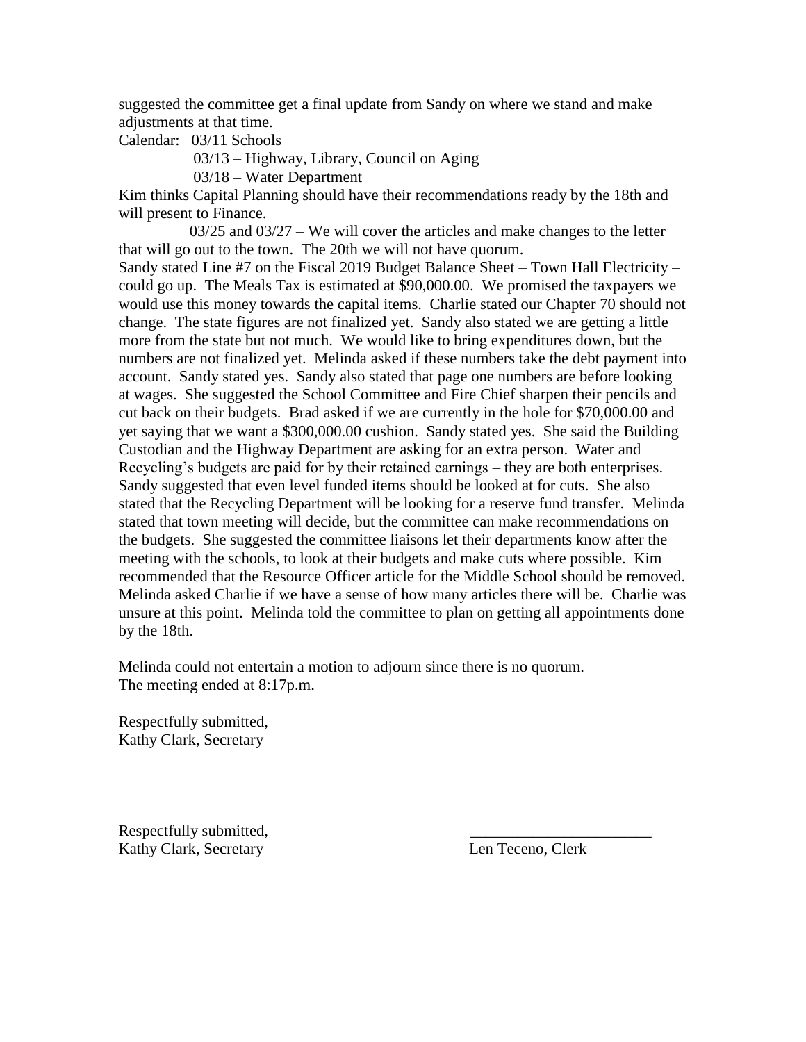suggested the committee get a final update from Sandy on where we stand and make adjustments at that time.

Calendar: 03/11 Schools

03/13 – Highway, Library, Council on Aging

03/18 – Water Department

Kim thinks Capital Planning should have their recommendations ready by the 18th and will present to Finance.

03/25 and 03/27 – We will cover the articles and make changes to the letter that will go out to the town. The 20th we will not have quorum.

Sandy stated Line #7 on the Fiscal 2019 Budget Balance Sheet – Town Hall Electricity – could go up. The Meals Tax is estimated at $90,000.00. We promised the taxpayers we would use this money towards the capital items. Charlie stated our Chapter 70 should not change. The state figures are not finalized yet. Sandy also stated we are getting a little more from the state but not much. We would like to bring expenditures down, but the numbers are not finalized yet. Melinda asked if these numbers take the debt payment into account. Sandy stated yes. Sandy also stated that page one numbers are before looking at wages. She suggested the School Committee and Fire Chief sharpen their pencils and cut back on their budgets. Brad asked if we are currently in the hole for $70,000.00 and yet saying that we want a $300,000.00 cushion. Sandy stated yes. She said the Building Custodian and the Highway Department are asking for an extra person. Water and Recycling's budgets are paid for by their retained earnings – they are both enterprises. Sandy suggested that even level funded items should be looked at for cuts. She also stated that the Recycling Department will be looking for a reserve fund transfer. Melinda stated that town meeting will decide, but the committee can make recommendations on the budgets. She suggested the committee liaisons let their departments know after the meeting with the schools, to look at their budgets and make cuts where possible. Kim recommended that the Resource Officer article for the Middle School should be removed. Melinda asked Charlie if we have a sense of how many articles there will be. Charlie was unsure at this point. Melinda told the committee to plan on getting all appointments done by the 18th.

Melinda could not entertain a motion to adjourn since there is no quorum.
The meeting ended at 8:17p.m.

Respectfully submitted,
Kathy Clark, Secretary

Respectfully submitted,
Kathy Clark, Secretary

\_\_\_\_\_\_\_\_\_\_\_\_\_\_\_\_\_\_\_\_\_\_\_
Len Teceno, Clerk